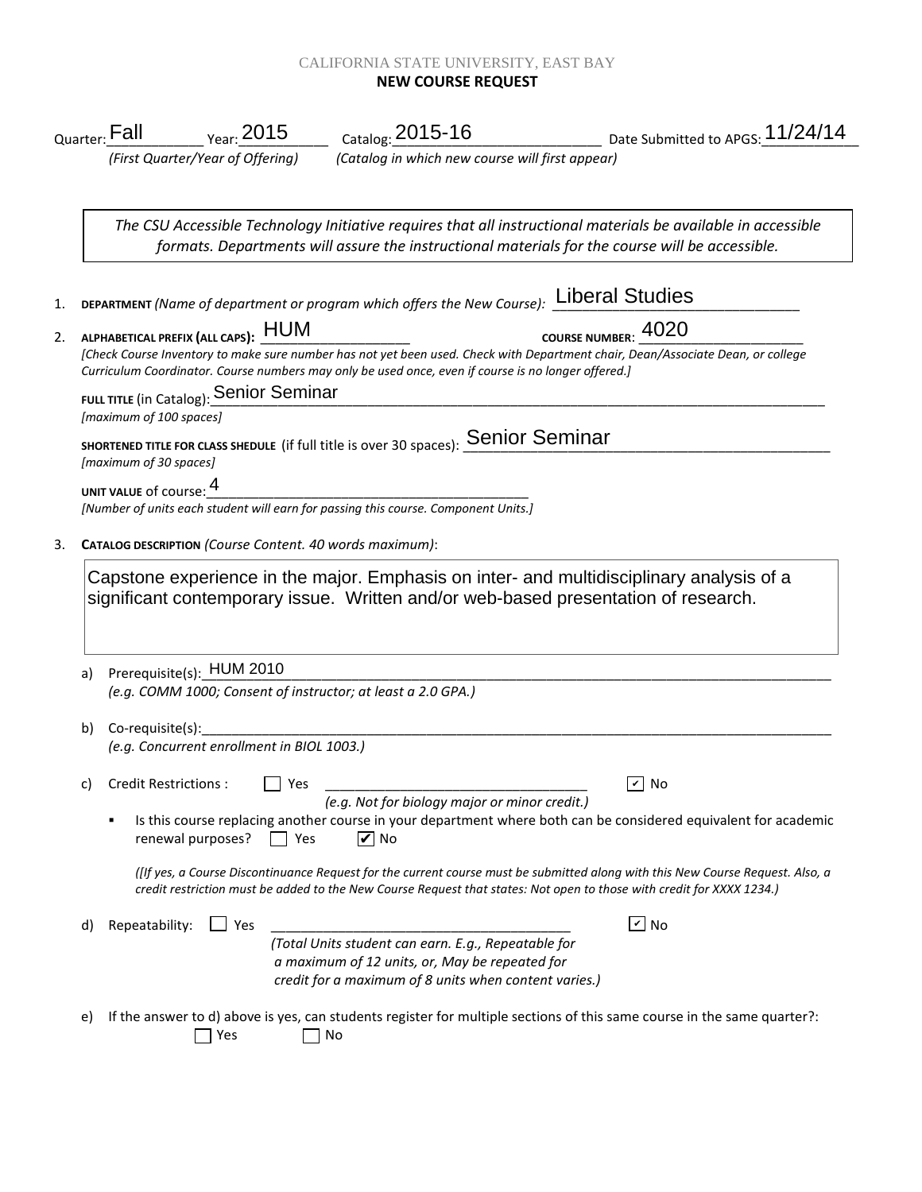CALIFORNIA STATE UNIVERSITY, EAST BAY

**NEW COURSE REQUEST**

Quarter: Fall Year: 2015 Catalog: 2015-16 Date Submitted to APGS: 11/24/14

*(First Quarter/Year of Offering)* *(Catalog in which new course will first appear)*

> *The CSU Accessible Technology Initiative requires that all instructional materials be available in accessible formats. Departments will assure the instructional materials for the course will be accessible.*

1. **DEPARTMENT** *(Name of department or program which offers the New Course):* Liberal Studies

2. **ALPHABETICAL PREFIX (ALL CAPS):** HUM **COURSE NUMBER:** 4020

   *[Check Course Inventory to make sure number has not yet been used. Check with Department chair, Dean/Associate Dean, or college Curriculum Coordinator. Course numbers may only be used once, even if course is no longer offered.]*

   **FULL TITLE** (in Catalog): Senior Seminar
   *[maximum of 100 spaces]*

   **SHORTENED TITLE FOR CLASS SHEDULE** (if full title is over 30 spaces): Senior Seminar
   *[maximum of 30 spaces]*

   **UNIT VALUE** of course: 4
   *[Number of units each student will earn for passing this course. Component Units.]*

3. **CATALOG DESCRIPTION** *(Course Content. 40 words maximum)*:

   Capstone experience in the major. Emphasis on inter- and multidisciplinary analysis of a significant contemporary issue. Written and/or web-based presentation of research.

   a) Prerequisite(s): HUM 2010
   *(e.g. COMM 1000; Consent of instructor; at least a 2.0 GPA.)*

   b) Co-requisite(s):
   *(e.g. Concurrent enrollment in BIOL 1003.)*

   c) Credit Restrictions : ☐ Yes ________ *(e.g. Not for biology major or minor credit.)* ☑ No

   - Is this course replacing another course in your department where both can be considered equivalent for academic renewal purposes? ☐ Yes ☑ No

     *([If yes, a Course Discontinuance Request for the current course must be submitted along with this New Course Request. Also, a credit restriction must be added to the New Course Request that states: Not open to those with credit for XXXX 1234.)*

   d) Repeatability: ☐ Yes ________ ☑ No
   *(Total Units student can earn. E.g., Repeatable for a maximum of 12 units, or, May be repeated for credit for a maximum of 8 units when content varies.)*

   e) If the answer to d) above is yes, can students register for multiple sections of this same course in the same quarter?:
   ☐ Yes ☐ No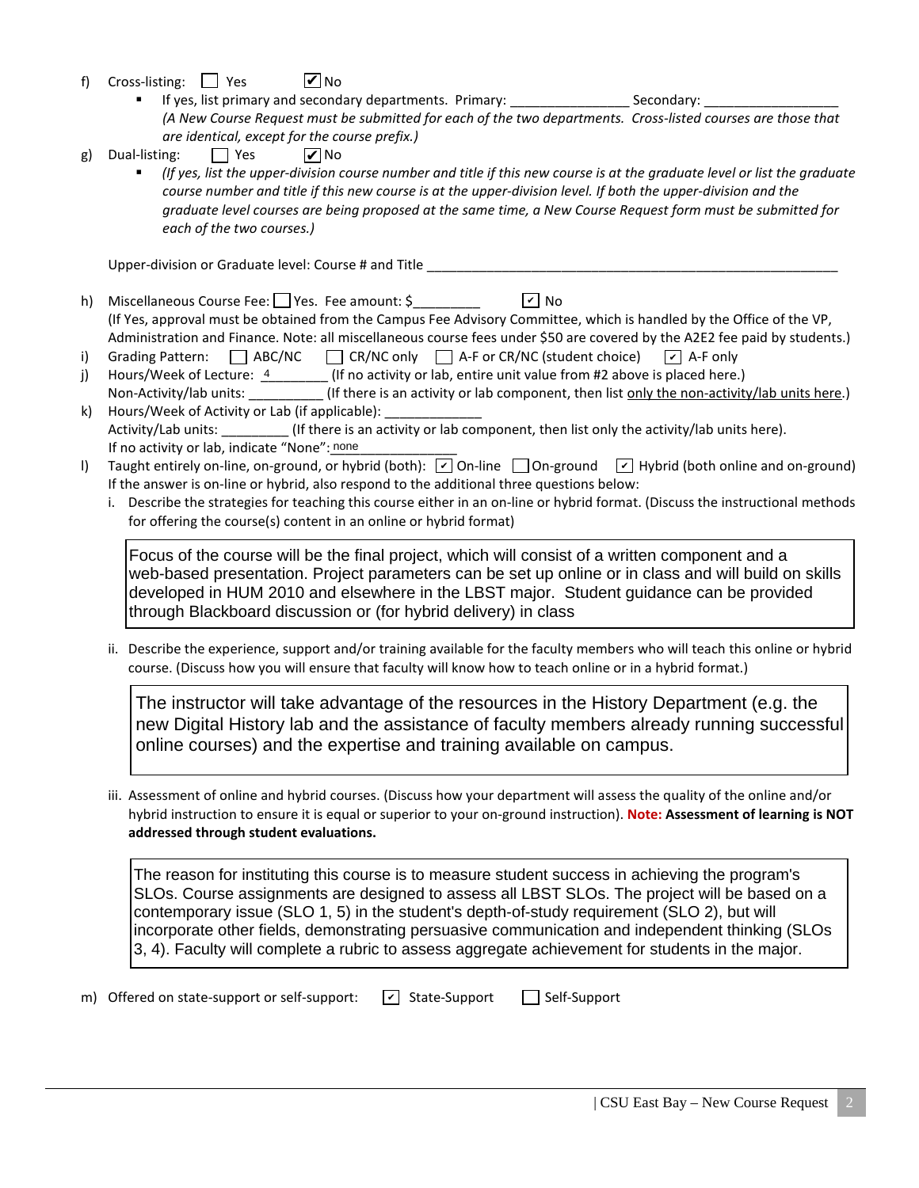f) Cross-listing: ☐ Yes ☑ No

- If yes, list primary and secondary departments. Primary: _______________ Secondary: _________________
  *(A New Course Request must be submitted for each of the two departments. Cross-listed courses are those that are identical, except for the course prefix.)*

g) Dual-listing: ☐ Yes ☑ No

- *(If yes, list the upper-division course number and title if this new course is at the graduate level or list the graduate course number and title if this new course is at the upper-division level. If both the upper-division and the graduate level courses are being proposed at the same time, a New Course Request form must be submitted for each of the two courses.)*

Upper-division or Graduate level: Course # and Title ___________________________________________________

h) Miscellaneous Course Fee: ☐ Yes. Fee amount: $_________ ☑ No
(If Yes, approval must be obtained from the Campus Fee Advisory Committee, which is handled by the Office of the VP, Administration and Finance. Note: all miscellaneous course fees under $50 are covered by the A2E2 fee paid by students.)

i) Grading Pattern: ☐ ABC/NC ☐ CR/NC only ☐ A-F or CR/NC (student choice) ☑ A-F only

j) Hours/Week of Lecture: 4 (If no activity or lab, entire unit value from #2 above is placed here.)
Non-Activity/lab units: __________ (If there is an activity or lab component, then list only the non-activity/lab units here.)

k) Hours/Week of Activity or Lab (if applicable): _____________
Activity/Lab units: _________ (If there is an activity or lab component, then list only the activity/lab units here).
If no activity or lab, indicate "None": none

l) Taught entirely on-line, on-ground, or hybrid (both): ☑ On-line ☐ On-ground ☑ Hybrid (both online and on-ground)
If the answer is on-line or hybrid, also respond to the additional three questions below:

i. Describe the strategies for teaching this course either in an on-line or hybrid format. (Discuss the instructional methods for offering the course(s) content in an online or hybrid format)

> Focus of the course will be the final project, which will consist of a written component and a web-based presentation. Project parameters can be set up online or in class and will build on skills developed in HUM 2010 and elsewhere in the LBST major. Student guidance can be provided through Blackboard discussion or (for hybrid delivery) in class

ii. Describe the experience, support and/or training available for the faculty members who will teach this online or hybrid course. (Discuss how you will ensure that faculty will know how to teach online or in a hybrid format.)

> The instructor will take advantage of the resources in the History Department (e.g. the new Digital History lab and the assistance of faculty members already running successful online courses) and the expertise and training available on campus.

iii. Assessment of online and hybrid courses. (Discuss how your department will assess the quality of the online and/or hybrid instruction to ensure it is equal or superior to your on-ground instruction). **Note: Assessment of learning is NOT addressed through student evaluations.**

> The reason for instituting this course is to measure student success in achieving the program's SLOs. Course assignments are designed to assess all LBST SLOs. The project will be based on a contemporary issue (SLO 1, 5) in the student's depth-of-study requirement (SLO 2), but will incorporate other fields, demonstrating persuasive communication and independent thinking (SLOs 3, 4). Faculty will complete a rubric to assess aggregate achievement for students in the major.

m) Offered on state-support or self-support: ☑ State-Support ☐ Self-Support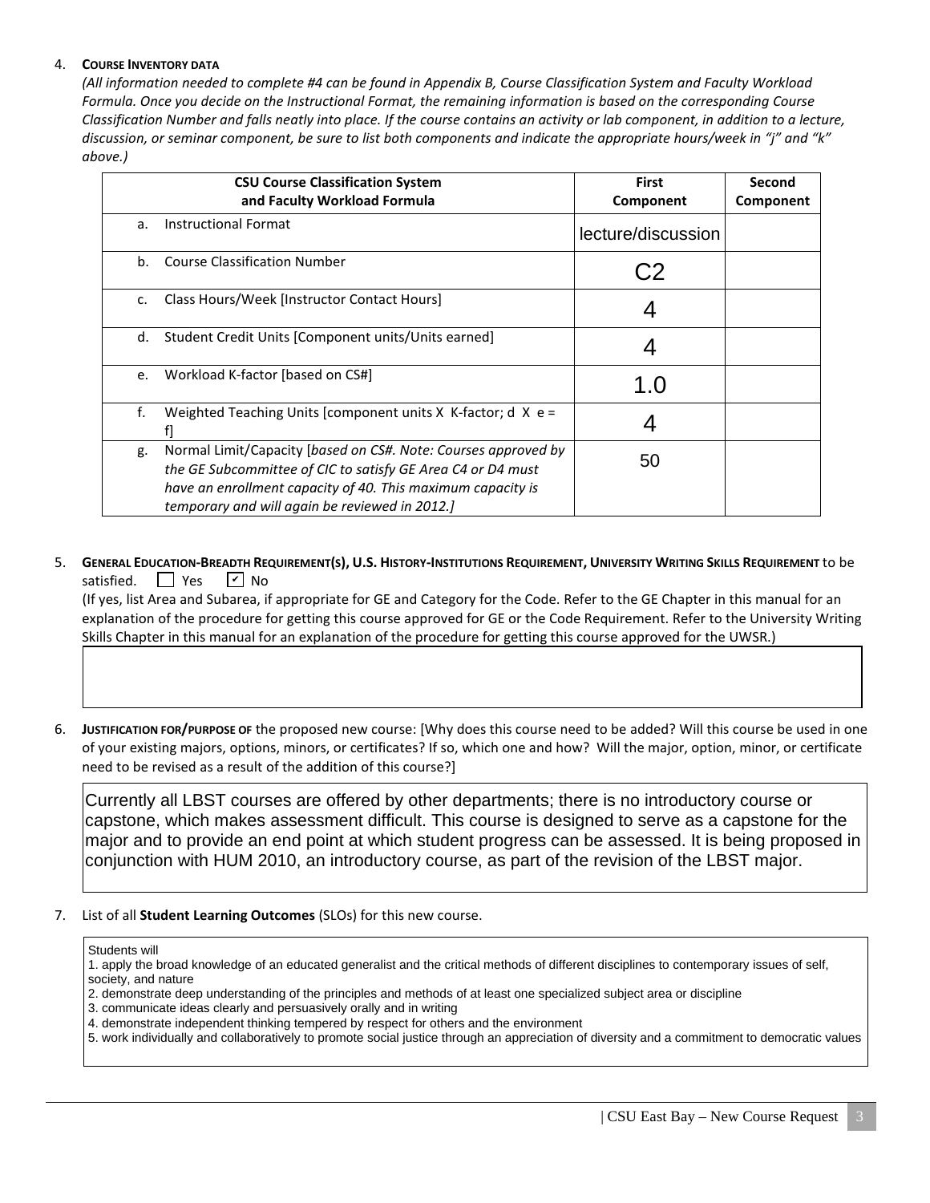4. **COURSE INVENTORY DATA**

*(All information needed to complete #4 can be found in Appendix B, Course Classification System and Faculty Workload Formula. Once you decide on the Instructional Format, the remaining information is based on the corresponding Course Classification Number and falls neatly into place. If the course contains an activity or lab component, in addition to a lecture, discussion, or seminar component, be sure to list both components and indicate the appropriate hours/week in "j" and "k" above.)*

| CSU Course Classification System and Faculty Workload Formula | First Component | Second Component |
|---|---|---|
| a. Instructional Format | lecture/discussion | |
| b. Course Classification Number | C2 | |
| c. Class Hours/Week [Instructor Contact Hours] | 4 | |
| d. Student Credit Units [Component units/Units earned] | 4 | |
| e. Workload K-factor [based on CS#] | 1.0 | |
| f. Weighted Teaching Units [component units X K-factor; d X e = f] | 4 | |
| g. Normal Limit/Capacity [*based on CS#. Note: Courses approved by the GE Subcommittee of CIC to satisfy GE Area C4 or D4 must have an enrollment capacity of 40. This maximum capacity is temporary and will again be reviewed in 2012.]* | 50 | |

5. **GENERAL EDUCATION-BREADTH REQUIREMENT(S), U.S. HISTORY-INSTITUTIONS REQUIREMENT, UNIVERSITY WRITING SKILLS REQUIREMENT** to be satisfied. ☐ Yes ☑ No

(If yes, list Area and Subarea, if appropriate for GE and Category for the Code. Refer to the GE Chapter in this manual for an explanation of the procedure for getting this course approved for GE or the Code Requirement. Refer to the University Writing Skills Chapter in this manual for an explanation of the procedure for getting this course approved for the UWSR.)

6. **JUSTIFICATION FOR/PURPOSE OF** the proposed new course: [Why does this course need to be added? Will this course be used in one of your existing majors, options, minors, or certificates? If so, which one and how? Will the major, option, minor, or certificate need to be revised as a result of the addition of this course?]

Currently all LBST courses are offered by other departments; there is no introductory course or capstone, which makes assessment difficult. This course is designed to serve as a capstone for the major and to provide an end point at which student progress can be assessed. It is being proposed in conjunction with HUM 2010, an introductory course, as part of the revision of the LBST major.

7. List of all **Student Learning Outcomes** (SLOs) for this new course.

Students will

1. apply the broad knowledge of an educated generalist and the critical methods of different disciplines to contemporary issues of self, society, and nature
2. demonstrate deep understanding of the principles and methods of at least one specialized subject area or discipline
3. communicate ideas clearly and persuasively orally and in writing
4. demonstrate independent thinking tempered by respect for others and the environment
5. work individually and collaboratively to promote social justice through an appreciation of diversity and a commitment to democratic values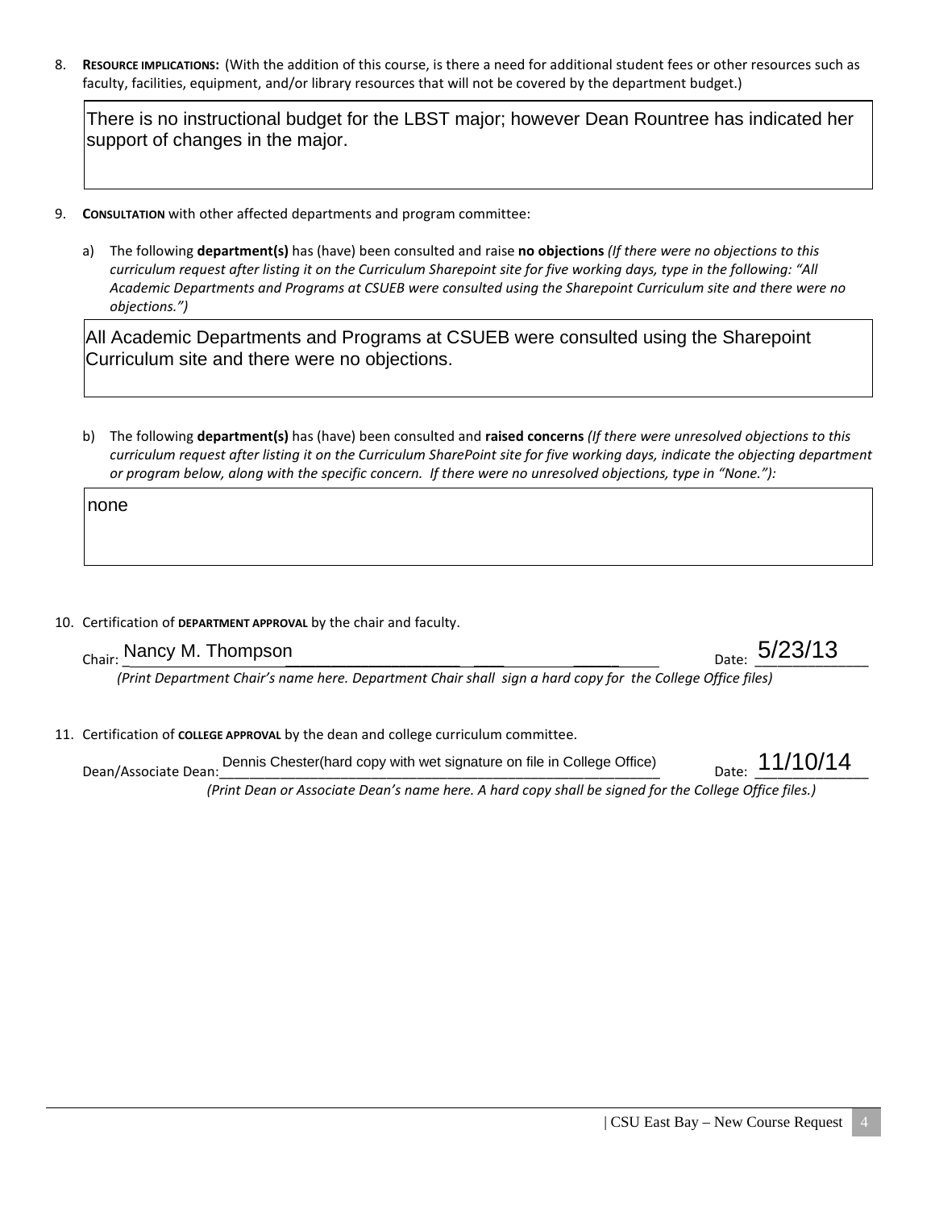8. **RESOURCE IMPLICATIONS:** (With the addition of this course, is there a need for additional student fees or other resources such as faculty, facilities, equipment, and/or library resources that will not be covered by the department budget.)

   There is no instructional budget for the LBST major; however Dean Rountree has indicated her support of changes in the major.

9. **CONSULTATION** with other affected departments and program committee:

   a) The following **department(s)** has (have) been consulted and raise **no objections** *(If there were no objections to this curriculum request after listing it on the Curriculum Sharepoint site for five working days, type in the following: "All Academic Departments and Programs at CSUEB were consulted using the Sharepoint Curriculum site and there were no objections.")*

   All Academic Departments and Programs at CSUEB were consulted using the Sharepoint Curriculum site and there were no objections.

   b) The following **department(s)** has (have) been consulted and **raised concerns** *(If there were unresolved objections to this curriculum request after listing it on the Curriculum SharePoint site for five working days, indicate the objecting department or program below, along with the specific concern. If there were no unresolved objections, type in "None."):*

   none

10. Certification of **DEPARTMENT APPROVAL** by the chair and faculty.

    Chair: Nancy M. Thompson Date: 5/23/13

    *(Print Department Chair's name here. Department Chair shall sign a hard copy for the College Office files)*

11. Certification of **COLLEGE APPROVAL** by the dean and college curriculum committee.

    Dean/Associate Dean: Dennis Chester(hard copy with wet signature on file in College Office) Date: 11/10/14

    *(Print Dean or Associate Dean's name here. A hard copy shall be signed for the College Office files.)*